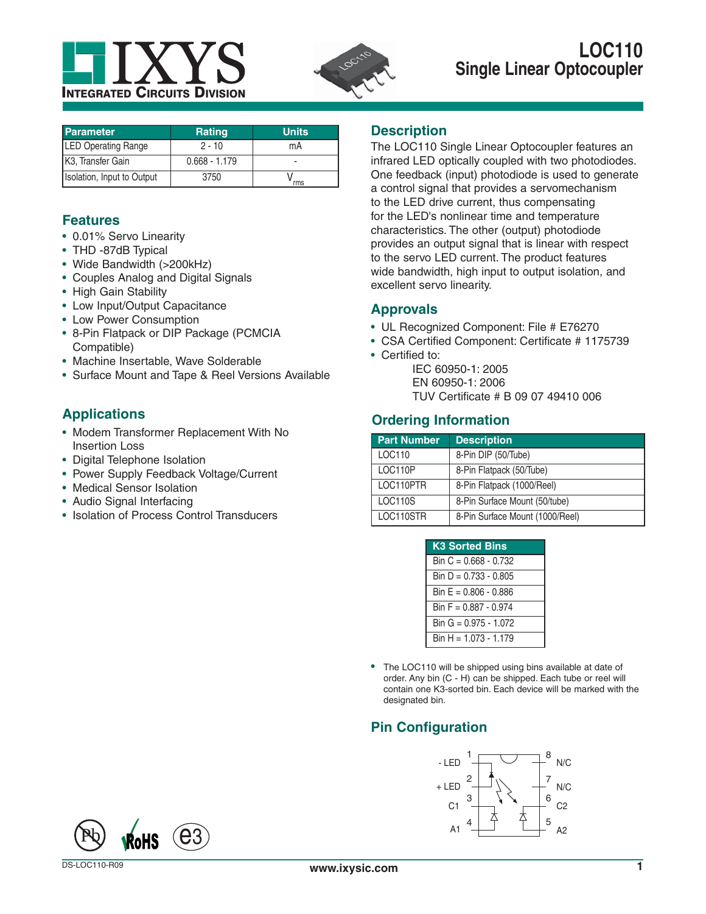# LOC110
## Single Linear Optocoupler

| Parameter | Rating | Units |
|---|---|---|
| LED Operating Range | 2 - 10 | mA |
| K3, Transfer Gain | 0.668 - 1.179 | - |
| Isolation, Input to Output | 3750 | $V_{rms}$ |

## Features

- 0.01% Servo Linearity
- THD -87dB Typical
- Wide Bandwidth (>200kHz)
- Couples Analog and Digital Signals
- High Gain Stability
- Low Input/Output Capacitance
- Low Power Consumption
- 8-Pin Flatpack or DIP Package (PCMCIA Compatible)
- Machine Insertable, Wave Solderable
- Surface Mount and Tape & Reel Versions Available

## Applications

- Modem Transformer Replacement With No Insertion Loss
- Digital Telephone Isolation
- Power Supply Feedback Voltage/Current
- Medical Sensor Isolation
- Audio Signal Interfacing
- Isolation of Process Control Transducers

## Description

The LOC110 Single Linear Optocoupler features an infrared LED optically coupled with two photodiodes. One feedback (input) photodiode is used to generate a control signal that provides a servomechanism to the LED drive current, thus compensating for the LED's nonlinear time and temperature characteristics. The other (output) photodiode provides an output signal that is linear with respect to the servo LED current. The product features wide bandwidth, high input to output isolation, and excellent servo linearity.

## Approvals

- UL Recognized Component: File # E76270
- CSA Certified Component: Certificate # 1175739
- Certified to:
  - IEC 60950-1: 2005
  - EN 60950-1: 2006
  - TUV Certificate # B 09 07 49410 006

## Ordering Information

| Part Number | Description |
|---|---|
| LOC110 | 8-Pin DIP (50/Tube) |
| LOC110P | 8-Pin Flatpack (50/Tube) |
| LOC110PTR | 8-Pin Flatpack (1000/Reel) |
| LOC110S | 8-Pin Surface Mount (50/tube) |
| LOC110STR | 8-Pin Surface Mount (1000/Reel) |

| K3 Sorted Bins |
|---|
| Bin C = 0.668 - 0.732 |
| Bin D = 0.733 - 0.805 |
| Bin E = 0.806 - 0.886 |
| Bin F = 0.887 - 0.974 |
| Bin G = 0.975 - 1.072 |
| Bin H = 1.073 - 1.179 |

- The LOC110 will be shipped using bins available at date of order. Any bin (C - H) can be shipped. Each tube or reel will contain one K3-sorted bin. Each device will be marked with the designated bin.

## Pin Configuration

| Pin | Name | Pin | Name |
|---|---|---|---|
| 1 | - LED | 8 | N/C |
| 2 | + LED | 7 | N/C |
| 3 | C1 | 6 | C2 |
| 4 | A1 | 5 | A2 |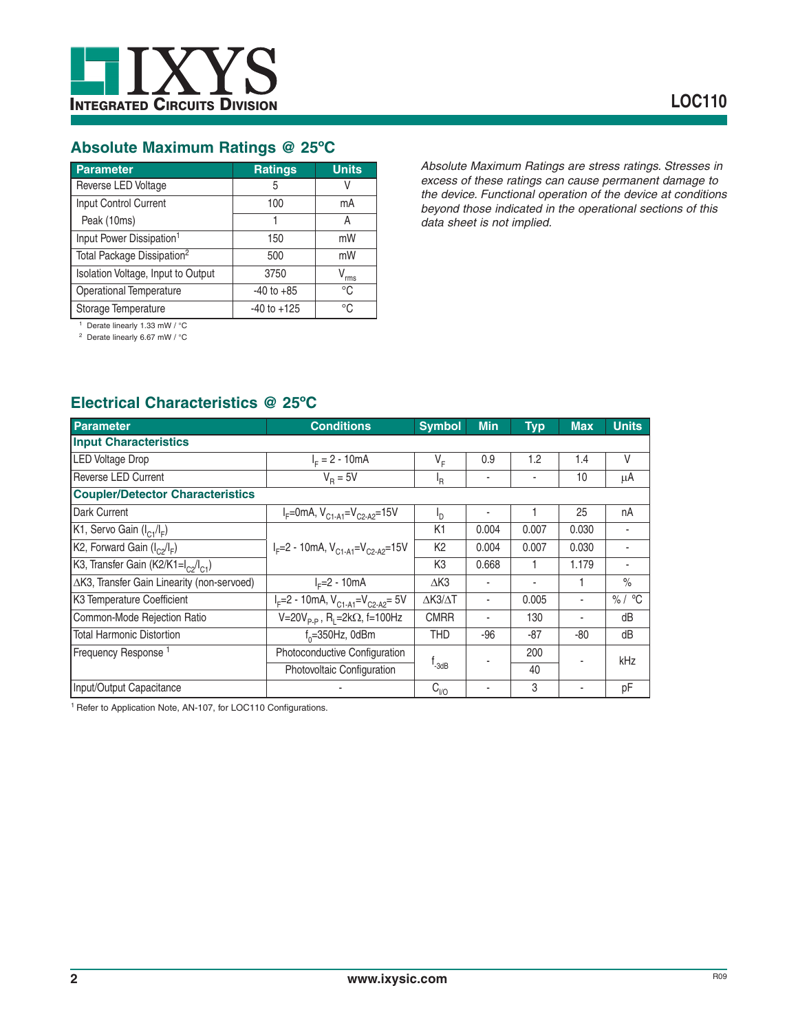## Absolute Maximum Ratings @ 25ºC

| Parameter | Ratings | Units |
|---|---|---|
| Reverse LED Voltage | 5 | V |
| Input Control Current | 100 | mA |
| Peak (10ms) | 1 | A |
| Input Power Dissipation[1] | 150 | mW |
| Total Package Dissipation[2] | 500 | mW |
| Isolation Voltage, Input to Output | 3750 | $V_{rms}$ |
| Operational Temperature | -40 to +85 | °C |
| Storage Temperature | -40 to +125 | °C |

[1] Derate linearly 1.33 mW / °C

[2] Derate linearly 6.67 mW / °C

*Absolute Maximum Ratings are stress ratings. Stresses in excess of these ratings can cause permanent damage to the device. Functional operation of the device at conditions beyond those indicated in the operational sections of this data sheet is not implied.*

## Electrical Characteristics @ 25ºC

| Parameter | Conditions | Symbol | Min | Typ | Max | Units |
|---|---|---|---|---|---|---|
| **Input Characteristics** | | | | | | |
| LED Voltage Drop | $I_F$ = 2 - 10mA | $V_F$ | 0.9 | 1.2 | 1.4 | V |
| Reverse LED Current | $V_R$ = 5V | $I_R$ | - | - | 10 | µA |
| **Coupler/Detector Characteristics** | | | | | | |
| Dark Current | $I_F$=0mA, $V_{C1-A1}$=$V_{C2-A2}$=15V | $I_D$ | - | 1 | 25 | nA |
| K1, Servo Gain ($I_{C1}/I_F$) | $I_F$=2 - 10mA, $V_{C1-A1}$=$V_{C2-A2}$=15V | K1 | 0.004 | 0.007 | 0.030 | - |
| K2, Forward Gain ($I_{C2}/I_F$) | $I_F$=2 - 10mA, $V_{C1-A1}$=$V_{C2-A2}$=15V | K2 | 0.004 | 0.007 | 0.030 | - |
| K3, Transfer Gain (K2/K1=$I_{C2}/I_{C1}$) | $I_F$=2 - 10mA, $V_{C1-A1}$=$V_{C2-A2}$=15V | K3 | 0.668 | 1 | 1.179 | - |
| ΔK3, Transfer Gain Linearity (non-servoed) | $I_F$=2 - 10mA | ΔK3 | - | - | 1 | % |
| K3 Temperature Coefficient | $I_F$=2 - 10mA, $V_{C1-A1}$=$V_{C2-A2}$= 5V | ΔK3/ΔT | - | 0.005 | - | % / °C |
| Common-Mode Rejection Ratio | V=20$V_{P-P}$ , $R_L$=2kΩ, f=100Hz | CMRR | - | 130 | - | dB |
| Total Harmonic Distortion | $f_0$=350Hz, 0dBm | THD | -96 | -87 | -80 | dB |
| Frequency Response[1] | Photoconductive Configuration | $f_{-3dB}$ | - | 200 | - | kHz |
| | Photovoltaic Configuration | | | 40 | | |
| Input/Output Capacitance | - | $C_{I/O}$ | - | 3 | - | pF |

[1] Refer to Application Note, AN-107, for LOC110 Configurations.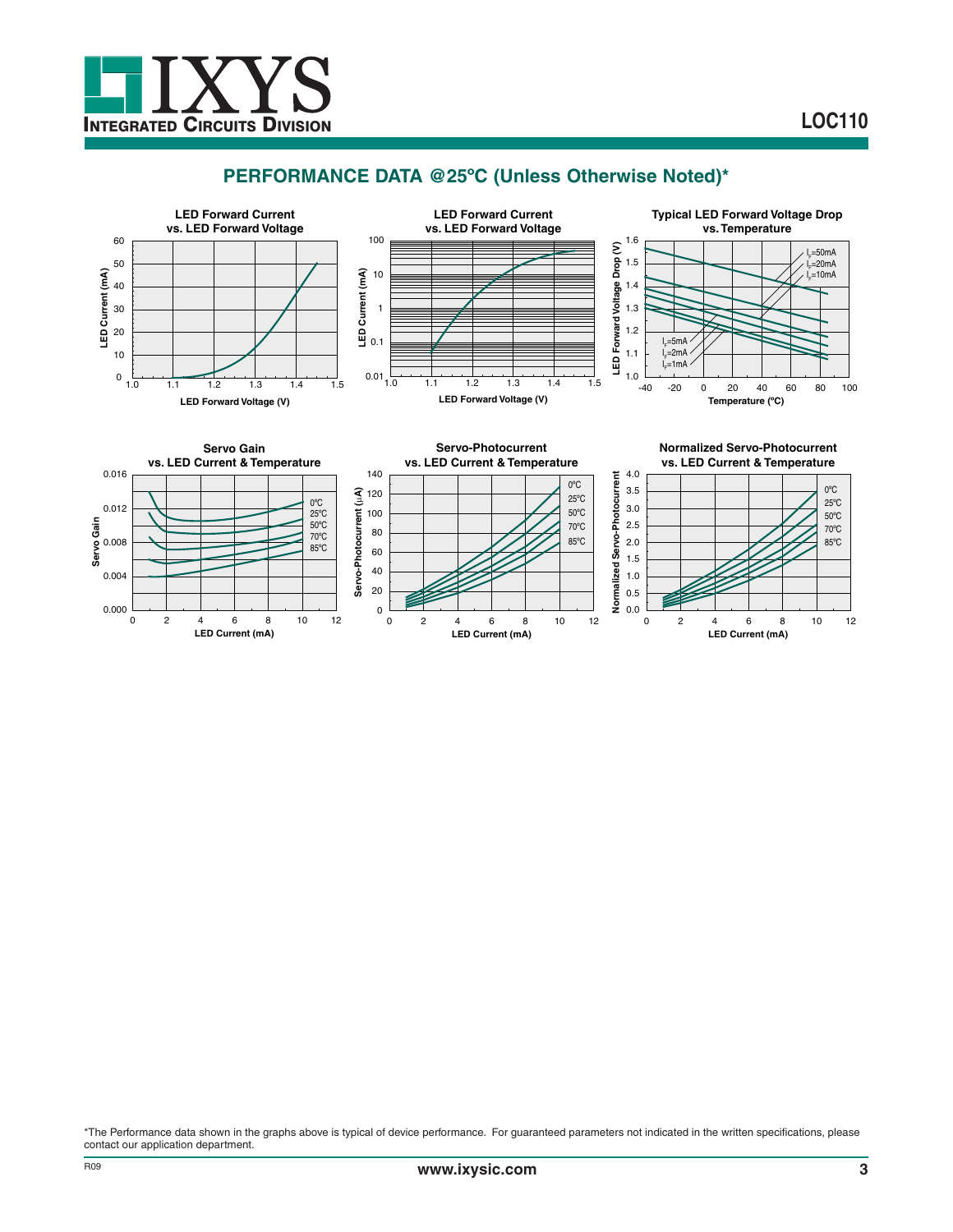## PERFORMANCE DATA @25ºC (Unless Otherwise Noted)*

**LED Forward Current vs. LED Forward Voltage**

**LED Forward Current vs. LED Forward Voltage**

**Typical LED Forward Voltage Drop vs. Temperature**

**Servo Gain vs. LED Current & Temperature**

**Servo-Photocurrent vs. LED Current & Temperature**

**Normalized Servo-Photocurrent vs. LED Current & Temperature**

*The Performance data shown in the graphs above is typical of device performance. For guaranteed parameters not indicated in the written specifications, please contact our application department.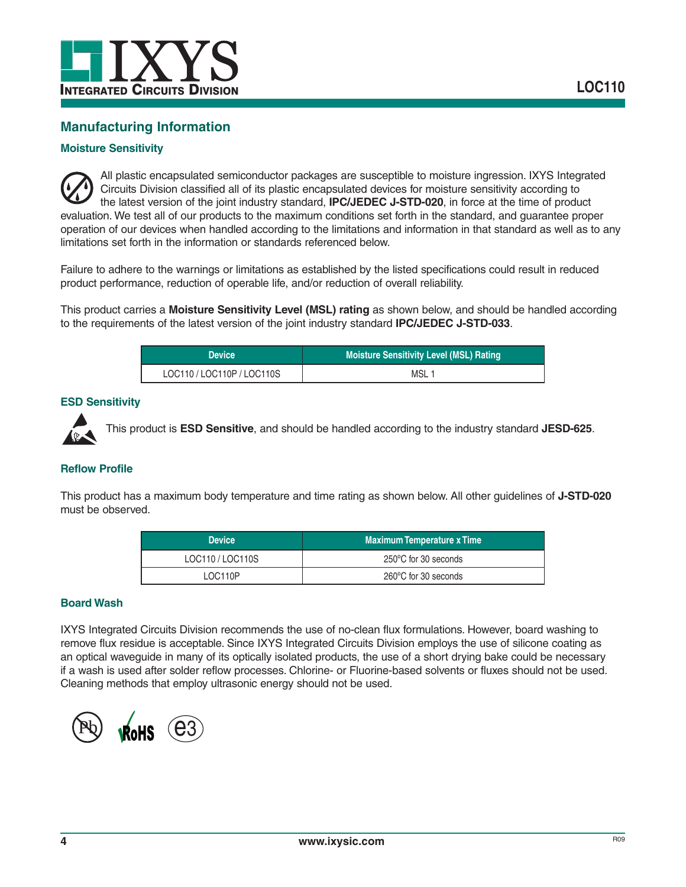## Manufacturing Information

### Moisture Sensitivity

All plastic encapsulated semiconductor packages are susceptible to moisture ingression. IXYS Integrated Circuits Division classified all of its plastic encapsulated devices for moisture sensitivity according to the latest version of the joint industry standard, **IPC/JEDEC J-STD-020**, in force at the time of product evaluation. We test all of our products to the maximum conditions set forth in the standard, and guarantee proper operation of our devices when handled according to the limitations and information in that standard as well as to any limitations set forth in the information or standards referenced below.

Failure to adhere to the warnings or limitations as established by the listed specifications could result in reduced product performance, reduction of operable life, and/or reduction of overall reliability.

This product carries a **Moisture Sensitivity Level (MSL) rating** as shown below, and should be handled according to the requirements of the latest version of the joint industry standard **IPC/JEDEC J-STD-033**.

| Device | Moisture Sensitivity Level (MSL) Rating |
|---|---|
| LOC110 / LOC110P / LOC110S | MSL 1 |

### ESD Sensitivity

This product is **ESD Sensitive**, and should be handled according to the industry standard **JESD-625**.

### Reflow Profile

This product has a maximum body temperature and time rating as shown below. All other guidelines of **J-STD-020** must be observed.

| Device | Maximum Temperature x Time |
|---|---|
| LOC110 / LOC110S | 250°C for 30 seconds |
| LOC110P | 260°C for 30 seconds |

### Board Wash

IXYS Integrated Circuits Division recommends the use of no-clean flux formulations. However, board washing to remove flux residue is acceptable. Since IXYS Integrated Circuits Division employs the use of silicone coating as an optical waveguide in many of its optically isolated products, the use of a short drying bake could be necessary if a wash is used after solder reflow processes. Chlorine- or Fluorine-based solvents or fluxes should not be used. Cleaning methods that employ ultrasonic energy should not be used.

Pb RoHS e3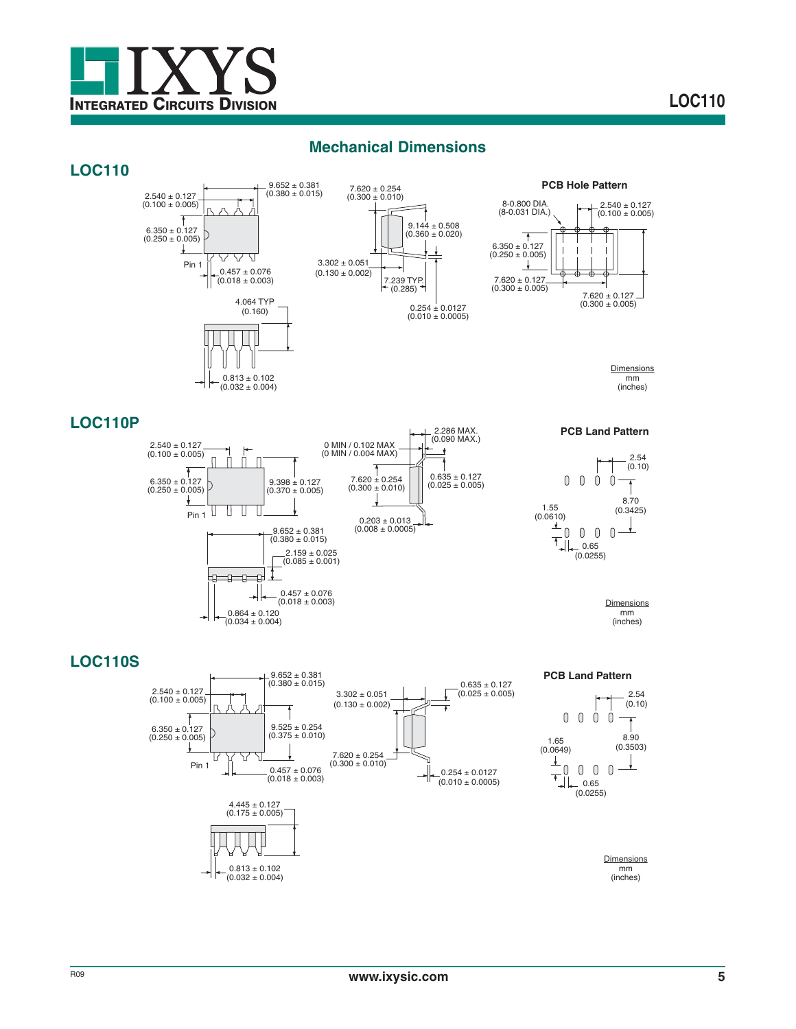## Mechanical Dimensions

### LOC110

9.652 ± 0.381
(0.380 ± 0.015)

2.540 ± 0.127
(0.100 ± 0.005)

6.350 ± 0.127
(0.250 ± 0.005)

Pin 1

0.457 ± 0.076
(0.018 ± 0.003)

7.620 ± 0.254
(0.300 ± 0.010)

9.144 ± 0.508
(0.360 ± 0.020)

3.302 ± 0.051
(0.130 ± 0.002)

7.239 TYP.
(0.285)

0.254 ± 0.0127
(0.010 ± 0.0005)

4.064 TYP
(0.160)

0.813 ± 0.102
(0.032 ± 0.004)

**PCB Hole Pattern**

8-0.800 DIA.
(8-0.031 DIA.)

2.540 ± 0.127
(0.100 ± 0.005)

6.350 ± 0.127
(0.250 ± 0.005)

7.620 ± 0.127
(0.300 ± 0.005)

7.620 ± 0.127
(0.300 ± 0.005)

Dimensions
mm
(inches)

### LOC110P

2.540 ± 0.127
(0.100 ± 0.005)

6.350 ± 0.127
(0.250 ± 0.005)

Pin 1

9.398 ± 0.127
(0.370 ± 0.005)

0 MIN / 0.102 MAX
(0 MIN / 0.004 MAX)

2.286 MAX.
(0.090 MAX.)

7.620 ± 0.254
(0.300 ± 0.010)

0.635 ± 0.127
(0.025 ± 0.005)

0.203 ± 0.013
(0.008 ± 0.0005)

9.652 ± 0.381
(0.380 ± 0.015)

2.159 ± 0.025
(0.085 ± 0.001)

0.457 ± 0.076
(0.018 ± 0.003)

0.864 ± 0.120
(0.034 ± 0.004)

**PCB Land Pattern**

2.54
(0.10)

8.70
(0.3425)

1.55
(0.0610)

0.65
(0.0255)

Dimensions
mm
(inches)

### LOC110S

9.652 ± 0.381
(0.380 ± 0.015)

2.540 ± 0.127
(0.100 ± 0.005)

6.350 ± 0.127
(0.250 ± 0.005)

9.525 ± 0.254
(0.375 ± 0.010)

Pin 1

0.457 ± 0.076
(0.018 ± 0.003)

3.302 ± 0.051
(0.130 ± 0.002)

0.635 ± 0.127
(0.025 ± 0.005)

7.620 ± 0.254
(0.300 ± 0.010)

0.254 ± 0.0127
(0.010 ± 0.0005)

4.445 ± 0.127
(0.175 ± 0.005)

0.813 ± 0.102
(0.032 ± 0.004)

**PCB Land Pattern**

2.54
(0.10)

8.90
(0.3503)

1.65
(0.0649)

0.65
(0.0255)

Dimensions
mm
(inches)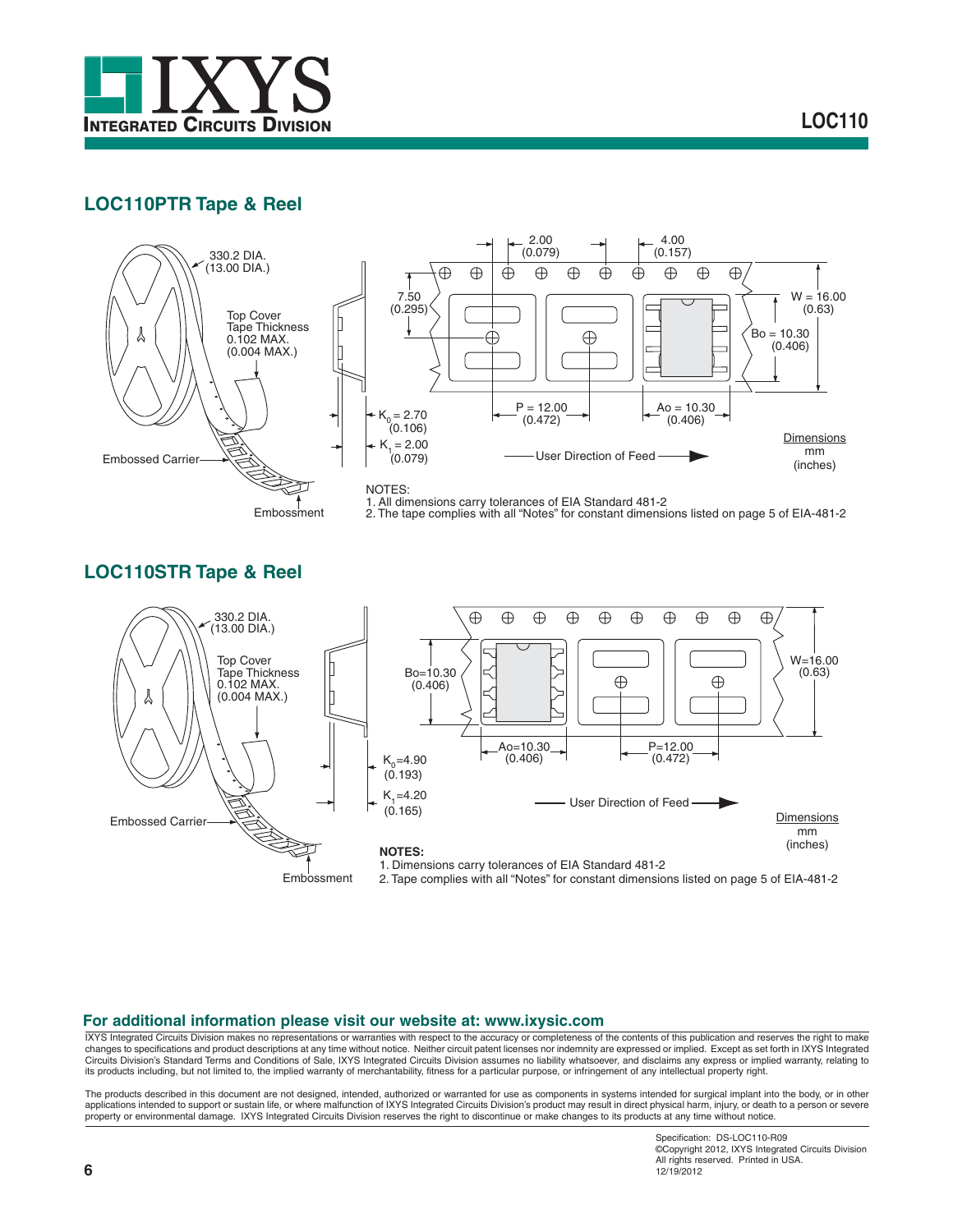## LOC110PTR Tape & Reel

330.2 DIA.
(13.00 DIA.)

Top Cover
Tape Thickness
0.102 MAX.
(0.004 MAX.)

Embossed Carrier

Embossment

2.00
(0.079)

4.00
(0.157)

7.50
(0.295)

W = 16.00
(0.63)

Bo = 10.30
(0.406)

$K_0$ = 2.70
(0.106)

$K_1$ = 2.00
(0.079)

P = 12.00
(0.472)

Ao = 10.30
(0.406)

User Direction of Feed

Dimensions
mm
(inches)

NOTES:
1. All dimensions carry tolerances of EIA Standard 481-2
2. The tape complies with all "Notes" for constant dimensions listed on page 5 of EIA-481-2

## LOC110STR Tape & Reel

330.2 DIA.
(13.00 DIA.)

Top Cover
Tape Thickness
0.102 MAX.
(0.004 MAX.)

Embossed Carrier

Embossment

Bo=10.30
(0.406)

W=16.00
(0.63)

Ao=10.30
(0.406)

P=12.00
(0.472)

$K_0$=4.90
(0.193)

$K_1$=4.20
(0.165)

User Direction of Feed

Dimensions
mm
(inches)

**NOTES:**
1. Dimensions carry tolerances of EIA Standard 481-2
2. Tape complies with all "Notes" for constant dimensions listed on page 5 of EIA-481-2

### For additional information please visit our website at: www.ixysic.com

IXYS Integrated Circuits Division makes no representations or warranties with respect to the accuracy or completeness of the contents of this publication and reserves the right to make changes to specifications and product descriptions at any time without notice. Neither circuit patent licenses nor indemnity are expressed or implied. Except as set forth in IXYS Integrated Circuits Division's Standard Terms and Conditions of Sale, IXYS Integrated Circuits Division assumes no liability whatsoever, and disclaims any express or implied warranty, relating to its products including, but not limited to, the implied warranty of merchantability, fitness for a particular purpose, or infringement of any intellectual property right.

The products described in this document are not designed, intended, authorized or warranted for use as components in systems intended for surgical implant into the body, or in other applications intended to support or sustain life, or where malfunction of IXYS Integrated Circuits Division's product may result in direct physical harm, injury, or death to a person or severe property or environmental damage. IXYS Integrated Circuits Division reserves the right to discontinue or make changes to its products at any time without notice.

Specification: DS-LOC110-R09
©Copyright 2012, IXYS Integrated Circuits Division
All rights reserved. Printed in USA.
12/19/2012